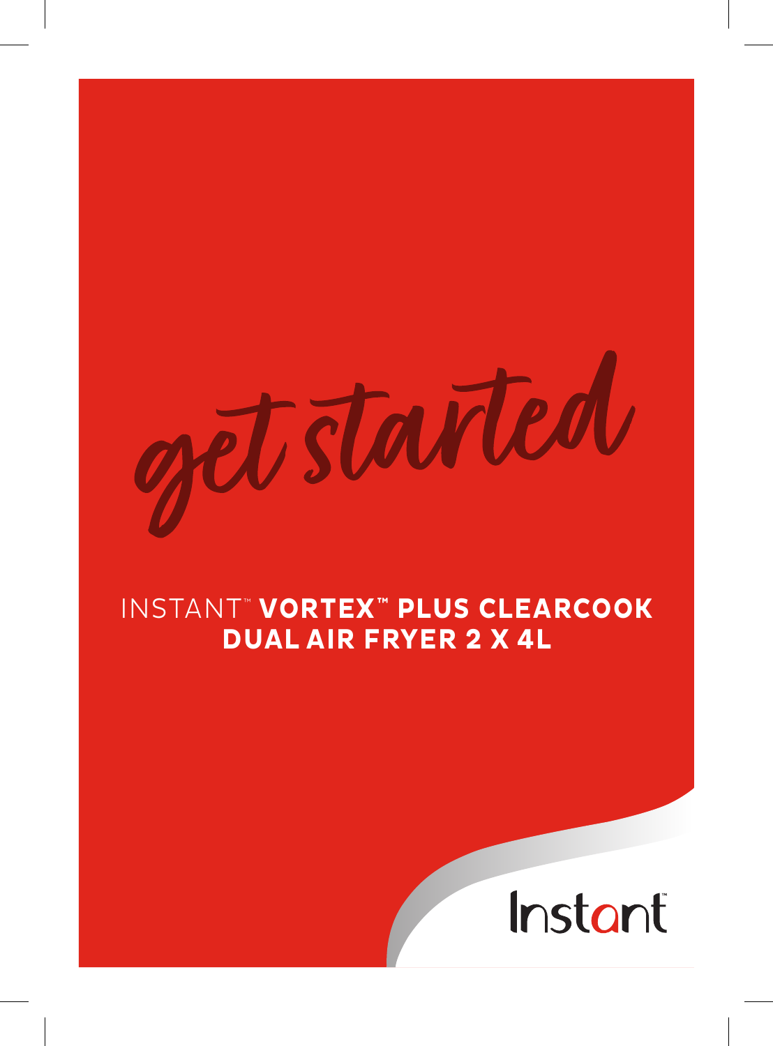# get started

## INSTANT™ VORTEX™ PLUS CLEARCOOK DUAL AIR FRYER 2 X 4L

Instant™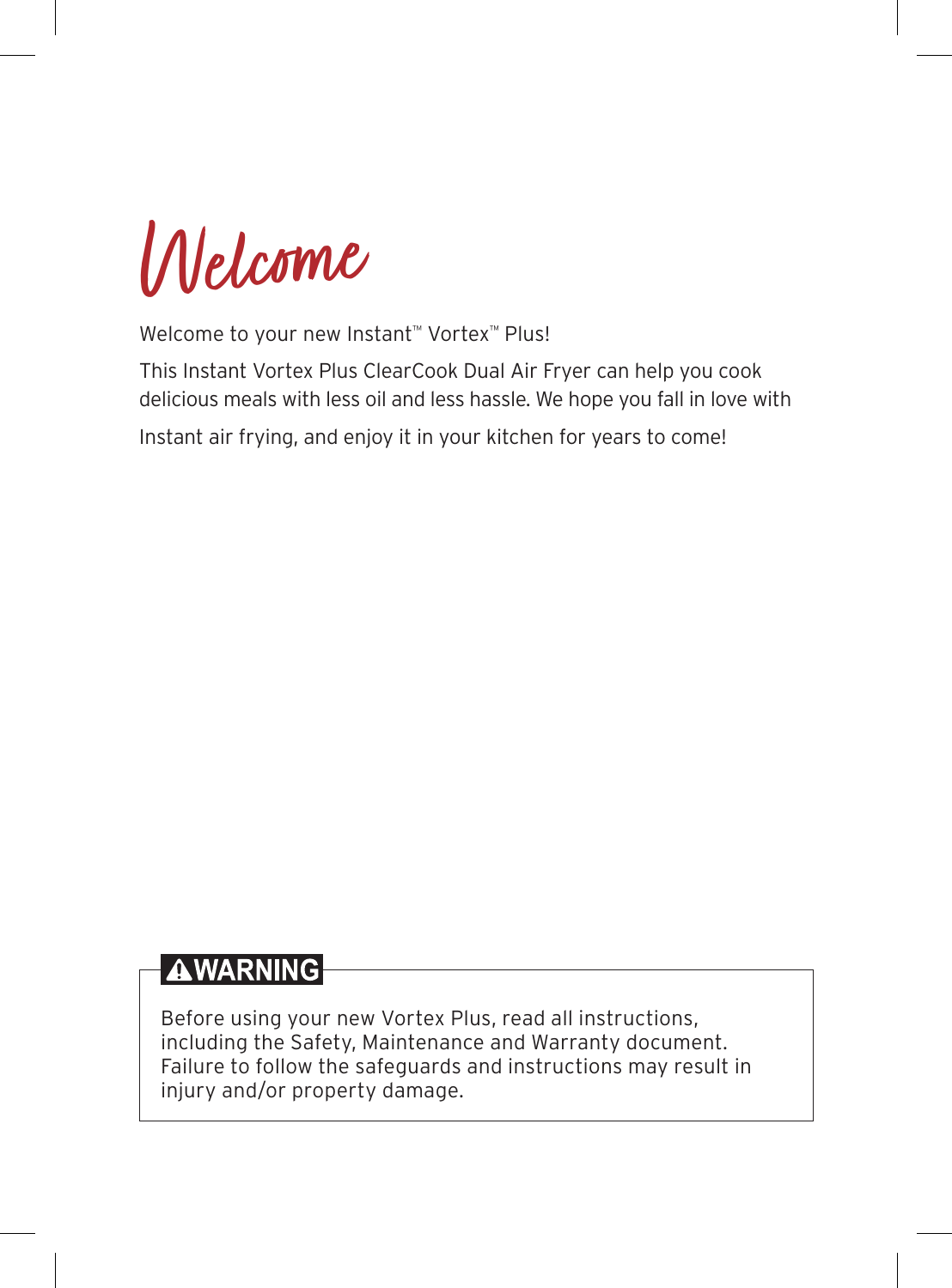# Welcome

Welcome to your new Instant™ Vortex™ Plus!

This Instant Vortex Plus ClearCook Dual Air Fryer can help you cook delicious meals with less oil and less hassle. We hope you fall in love with Instant air frying, and enjoy it in your kitchen for years to come!

> **⚠WARNING**
>
> Before using your new Vortex Plus, read all instructions, including the Safety, Maintenance and Warranty document. Failure to follow the safeguards and instructions may result in injury and/or property damage.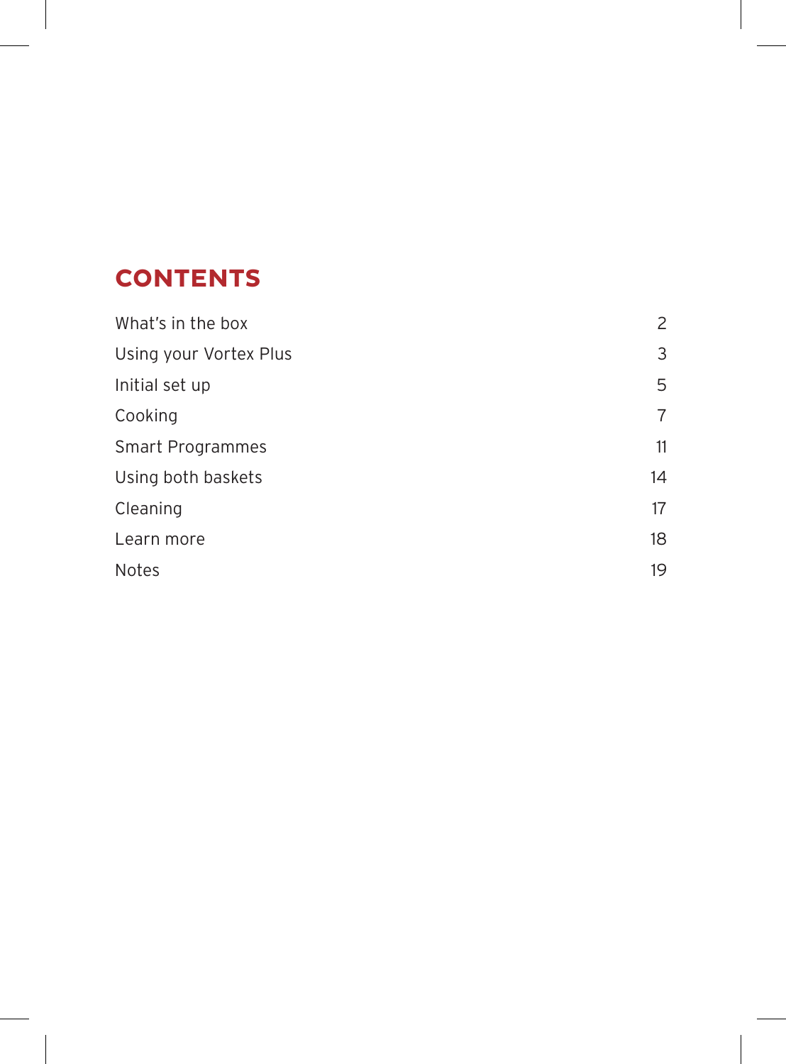# CONTENTS

| | |
|---|---|
| What's in the box | 2 |
| Using your Vortex Plus | 3 |
| Initial set up | 5 |
| Cooking | 7 |
| Smart Programmes | 11 |
| Using both baskets | 14 |
| Cleaning | 17 |
| Learn more | 18 |
| Notes | 19 |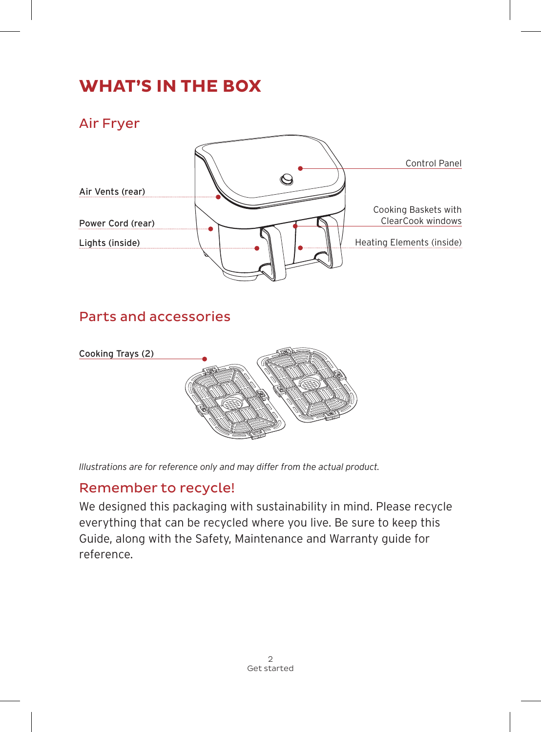# WHAT'S IN THE BOX

## Air Fryer

Air Vents (rear)

Power Cord (rear)

Lights (inside)

Control Panel

Cooking Baskets with ClearCook windows

Heating Elements (inside)

## Parts and accessories

Cooking Trays (2)

*Illustrations are for reference only and may differ from the actual product.*

## Remember to recycle!

We designed this packaging with sustainability in mind. Please recycle everything that can be recycled where you live. Be sure to keep this Guide, along with the Safety, Maintenance and Warranty guide for reference.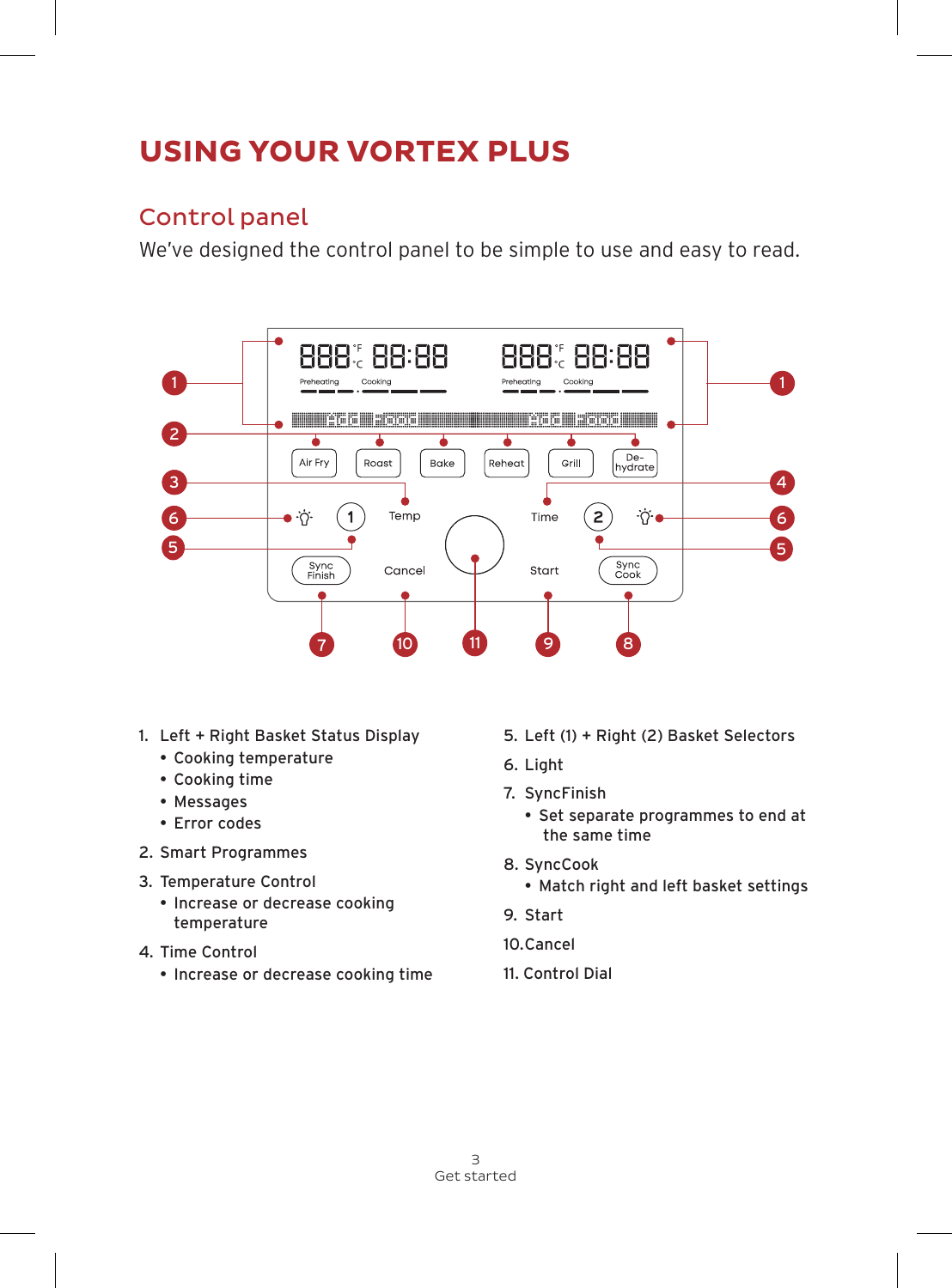# USING YOUR VORTEX PLUS

## Control panel

We've designed the control panel to be simple to use and easy to read.

1. Left + Right Basket Status Display
   - Cooking temperature
   - Cooking time
   - Messages
   - Error codes
2. Smart Programmes
3. Temperature Control
   - Increase or decrease cooking temperature
4. Time Control
   - Increase or decrease cooking time
5. Left (1) + Right (2) Basket Selectors
6. Light
7. SyncFinish
   - Set separate programmes to end at the same time
8. SyncCook
   - Match right and left basket settings
9. Start
10. Cancel
11. Control Dial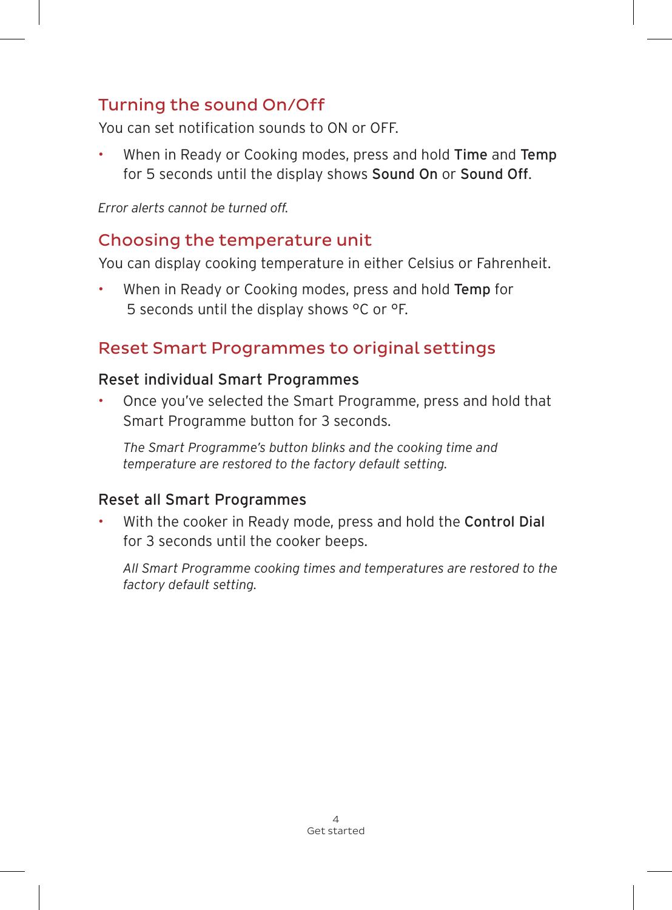## Turning the sound On/Off

You can set notification sounds to ON or OFF.

- When in Ready or Cooking modes, press and hold **Time** and **Temp** for 5 seconds until the display shows **Sound On** or **Sound Off**.

*Error alerts cannot be turned off.*

## Choosing the temperature unit

You can display cooking temperature in either Celsius or Fahrenheit.

- When in Ready or Cooking modes, press and hold **Temp** for 5 seconds until the display shows °C or °F.

## Reset Smart Programmes to original settings

### Reset individual Smart Programmes

- Once you've selected the Smart Programme, press and hold that Smart Programme button for 3 seconds.

  *The Smart Programme's button blinks and the cooking time and temperature are restored to the factory default setting.*

### Reset all Smart Programmes

- With the cooker in Ready mode, press and hold the **Control Dial** for 3 seconds until the cooker beeps.

  *All Smart Programme cooking times and temperatures are restored to the factory default setting.*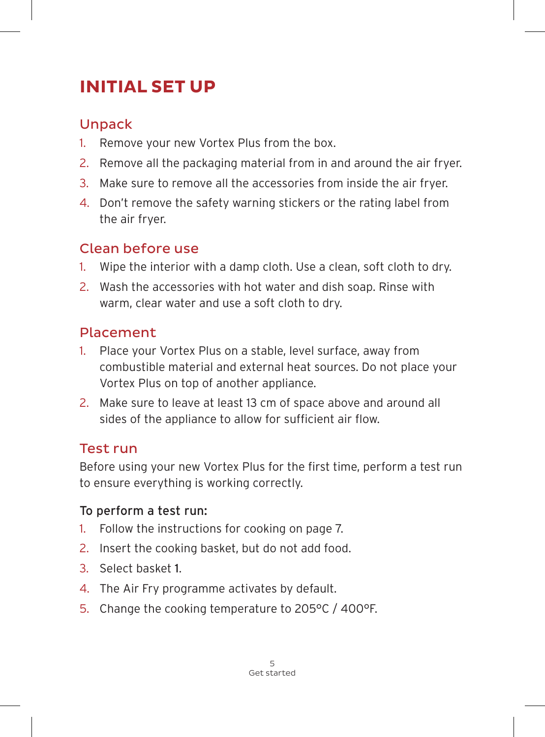# INITIAL SET UP

## Unpack

1. Remove your new Vortex Plus from the box.
2. Remove all the packaging material from in and around the air fryer.
3. Make sure to remove all the accessories from inside the air fryer.
4. Don't remove the safety warning stickers or the rating label from the air fryer.

## Clean before use

1. Wipe the interior with a damp cloth. Use a clean, soft cloth to dry.
2. Wash the accessories with hot water and dish soap. Rinse with warm, clear water and use a soft cloth to dry.

## Placement

1. Place your Vortex Plus on a stable, level surface, away from combustible material and external heat sources. Do not place your Vortex Plus on top of another appliance.
2. Make sure to leave at least 13 cm of space above and around all sides of the appliance to allow for sufficient air flow.

## Test run

Before using your new Vortex Plus for the first time, perform a test run to ensure everything is working correctly.

### To perform a test run:

1. Follow the instructions for cooking on page 7.
2. Insert the cooking basket, but do not add food.
3. Select basket **1**.
4. The Air Fry programme activates by default.
5. Change the cooking temperature to 205°C / 400°F.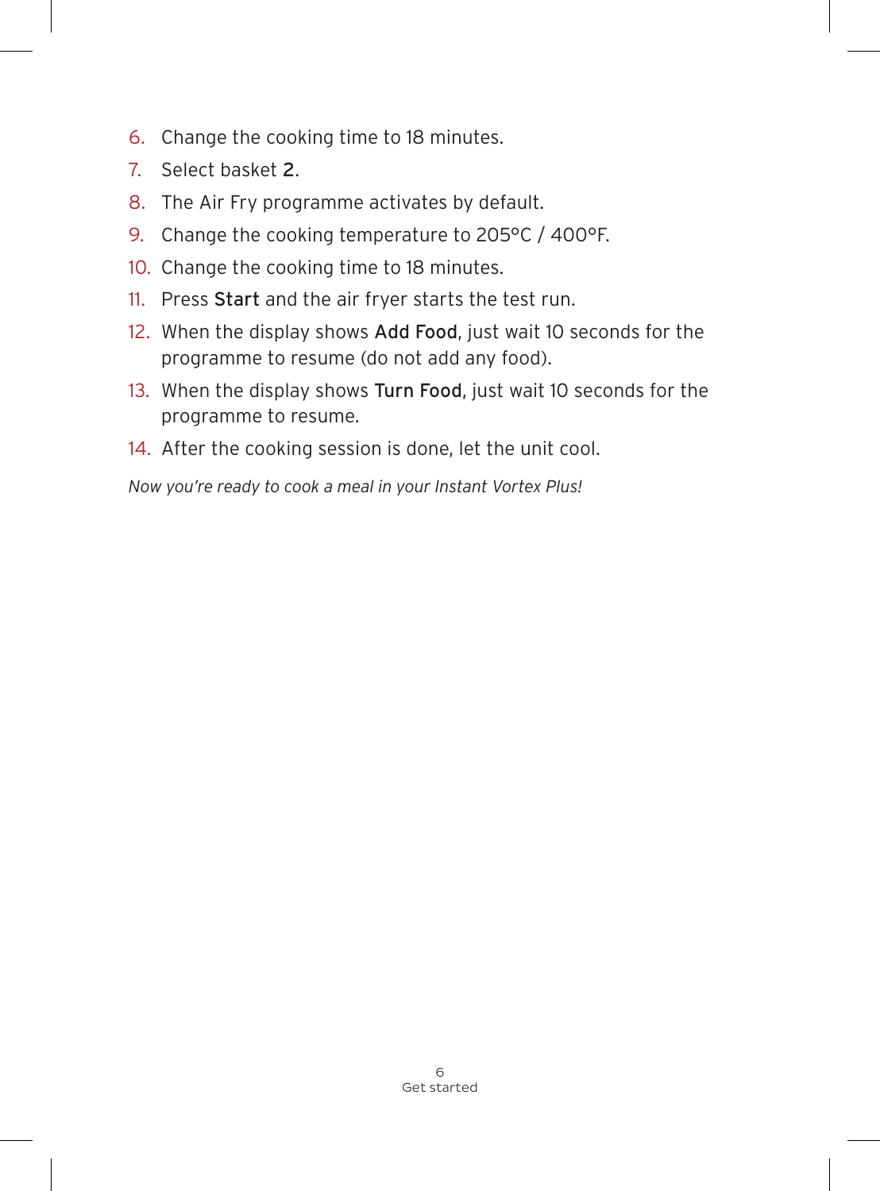6. Change the cooking time to 18 minutes.
7. Select basket **2**.
8. The Air Fry programme activates by default.
9. Change the cooking temperature to 205°C / 400°F.
10. Change the cooking time to 18 minutes.
11. Press **Start** and the air fryer starts the test run.
12. When the display shows **Add Food**, just wait 10 seconds for the programme to resume (do not add any food).
13. When the display shows **Turn Food**, just wait 10 seconds for the programme to resume.
14. After the cooking session is done, let the unit cool.

*Now you're ready to cook a meal in your Instant Vortex Plus!*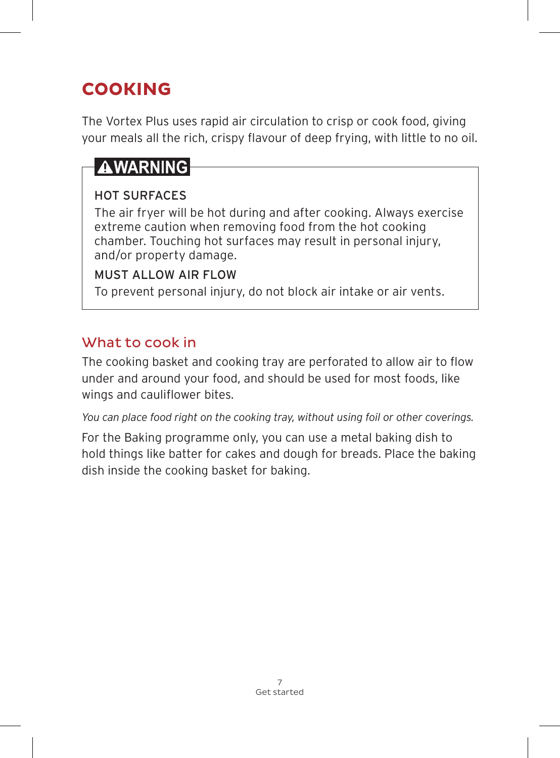# COOKING

The Vortex Plus uses rapid air circulation to crisp or cook food, giving your meals all the rich, crispy flavour of deep frying, with little to no oil.

> **⚠WARNING**
>
> HOT SURFACES
>
> The air fryer will be hot during and after cooking. Always exercise extreme caution when removing food from the hot cooking chamber. Touching hot surfaces may result in personal injury, and/or property damage.
>
> MUST ALLOW AIR FLOW
>
> To prevent personal injury, do not block air intake or air vents.

## What to cook in

The cooking basket and cooking tray are perforated to allow air to flow under and around your food, and should be used for most foods, like wings and cauliflower bites.

*You can place food right on the cooking tray, without using foil or other coverings.*

For the Baking programme only, you can use a metal baking dish to hold things like batter for cakes and dough for breads. Place the baking dish inside the cooking basket for baking.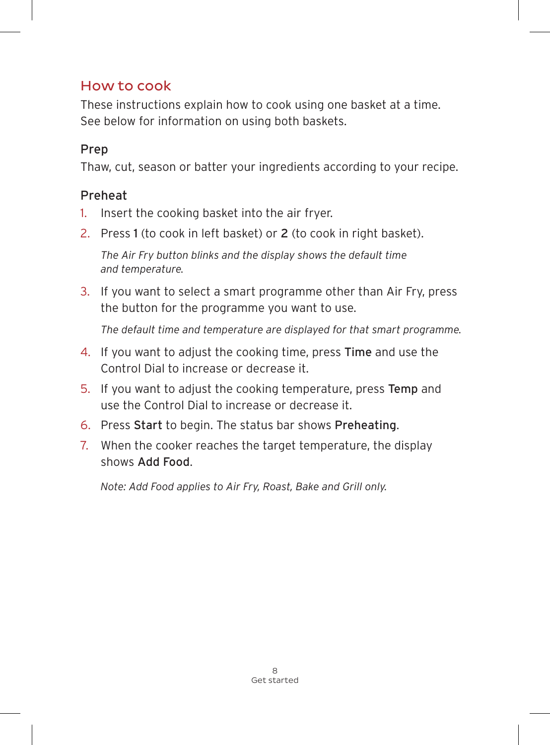## How to cook

These instructions explain how to cook using one basket at a time.
See below for information on using both baskets.

### Prep

Thaw, cut, season or batter your ingredients according to your recipe.

### Preheat

1. Insert the cooking basket into the air fryer.
2. Press **1** (to cook in left basket) or **2** (to cook in right basket).

   *The Air Fry button blinks and the display shows the default time and temperature.*

3. If you want to select a smart programme other than Air Fry, press the button for the programme you want to use.

   *The default time and temperature are displayed for that smart programme.*

4. If you want to adjust the cooking time, press **Time** and use the Control Dial to increase or decrease it.
5. If you want to adjust the cooking temperature, press **Temp** and use the Control Dial to increase or decrease it.
6. Press **Start** to begin. The status bar shows **Preheating**.
7. When the cooker reaches the target temperature, the display shows **Add Food**.

   *Note: Add Food applies to Air Fry, Roast, Bake and Grill only.*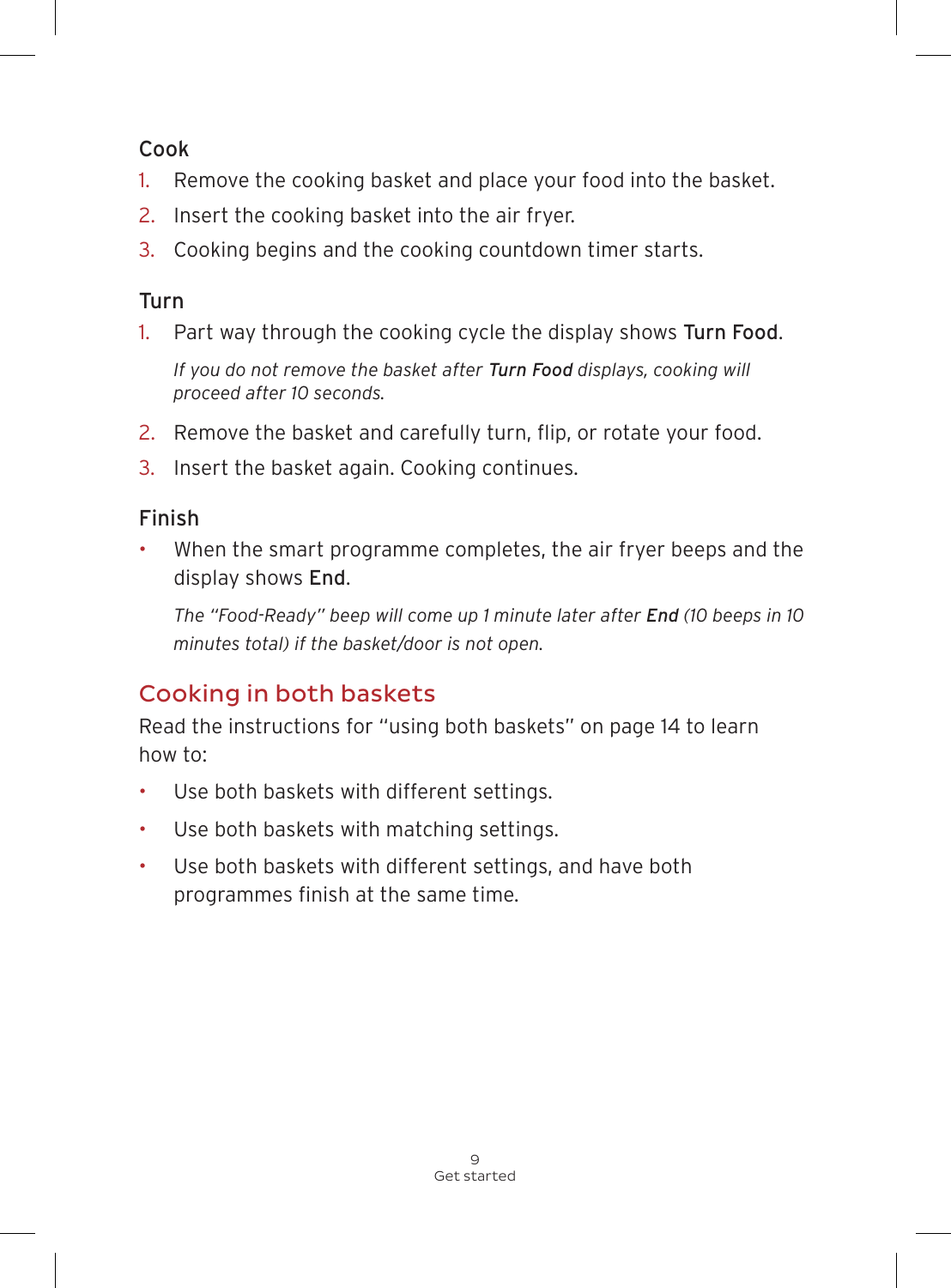### Cook

1. Remove the cooking basket and place your food into the basket.
2. Insert the cooking basket into the air fryer.
3. Cooking begins and the cooking countdown timer starts.

### Turn

1. Part way through the cooking cycle the display shows **Turn Food**.

   *If you do not remove the basket after **Turn Food** displays, cooking will proceed after 10 seconds.*

2. Remove the basket and carefully turn, flip, or rotate your food.
3. Insert the basket again. Cooking continues.

### Finish

- When the smart programme completes, the air fryer beeps and the display shows **End**.

  *The "Food-Ready" beep will come up 1 minute later after **End** (10 beeps in 10 minutes total) if the basket/door is not open.*

## Cooking in both baskets

Read the instructions for "using both baskets" on page 14 to learn how to:

- Use both baskets with different settings.
- Use both baskets with matching settings.
- Use both baskets with different settings, and have both programmes finish at the same time.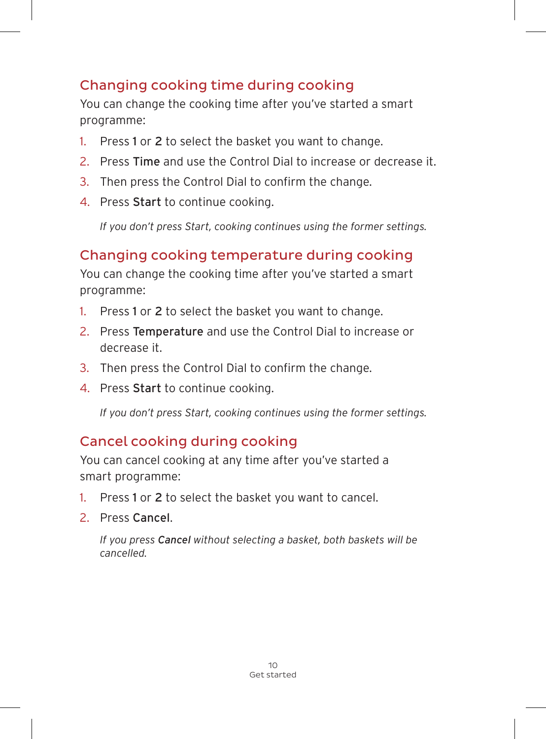## Changing cooking time during cooking

You can change the cooking time after you've started a smart programme:

1. Press **1** or **2** to select the basket you want to change.
2. Press **Time** and use the Control Dial to increase or decrease it.
3. Then press the Control Dial to confirm the change.
4. Press **Start** to continue cooking.

   *If you don't press Start, cooking continues using the former settings.*

## Changing cooking temperature during cooking

You can change the cooking time after you've started a smart programme:

1. Press **1** or **2** to select the basket you want to change.
2. Press **Temperature** and use the Control Dial to increase or decrease it.
3. Then press the Control Dial to confirm the change.
4. Press **Start** to continue cooking.

   *If you don't press Start, cooking continues using the former settings.*

## Cancel cooking during cooking

You can cancel cooking at any time after you've started a smart programme:

1. Press **1** or **2** to select the basket you want to cancel.
2. Press **Cancel**.

   *If you press **Cancel** without selecting a basket, both baskets will be cancelled.*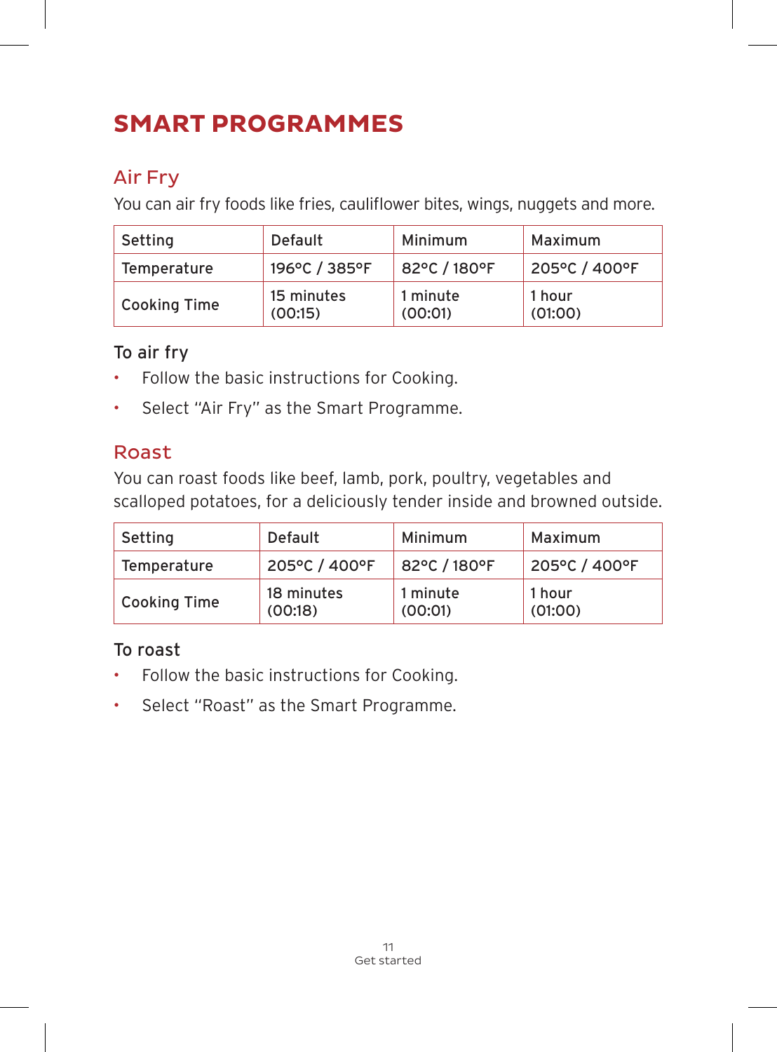# SMART PROGRAMMES

## Air Fry

You can air fry foods like fries, cauliflower bites, wings, nuggets and more.

| Setting | Default | Minimum | Maximum |
| --- | --- | --- | --- |
| Temperature | 196°C / 385°F | 82°C / 180°F | 205°C / 400°F |
| Cooking Time | 15 minutes (00:15) | 1 minute (00:01) | 1 hour (01:00) |

### To air fry

- Follow the basic instructions for Cooking.
- Select "Air Fry" as the Smart Programme.

## Roast

You can roast foods like beef, lamb, pork, poultry, vegetables and scalloped potatoes, for a deliciously tender inside and browned outside.

| Setting | Default | Minimum | Maximum |
| --- | --- | --- | --- |
| Temperature | 205°C / 400°F | 82°C / 180°F | 205°C / 400°F |
| Cooking Time | 18 minutes (00:18) | 1 minute (00:01) | 1 hour (01:00) |

### To roast

- Follow the basic instructions for Cooking.
- Select "Roast" as the Smart Programme.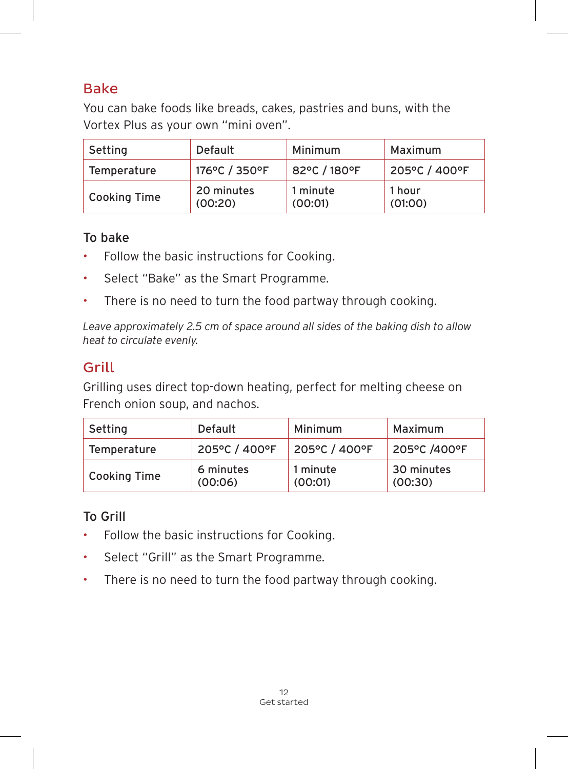## Bake

You can bake foods like breads, cakes, pastries and buns, with the Vortex Plus as your own "mini oven".

| Setting | Default | Minimum | Maximum |
|---|---|---|---|
| Temperature | 176°C / 350°F | 82°C / 180°F | 205°C / 400°F |
| Cooking Time | 20 minutes (00:20) | 1 minute (00:01) | 1 hour (01:00) |

### To bake

- Follow the basic instructions for Cooking.
- Select "Bake" as the Smart Programme.
- There is no need to turn the food partway through cooking.

*Leave approximately 2.5 cm of space around all sides of the baking dish to allow heat to circulate evenly.*

## Grill

Grilling uses direct top-down heating, perfect for melting cheese on French onion soup, and nachos.

| Setting | Default | Minimum | Maximum |
|---|---|---|---|
| Temperature | 205°C / 400°F | 205°C / 400°F | 205°C /400°F |
| Cooking Time | 6 minutes (00:06) | 1 minute (00:01) | 30 minutes (00:30) |

### To Grill

- Follow the basic instructions for Cooking.
- Select "Grill" as the Smart Programme.
- There is no need to turn the food partway through cooking.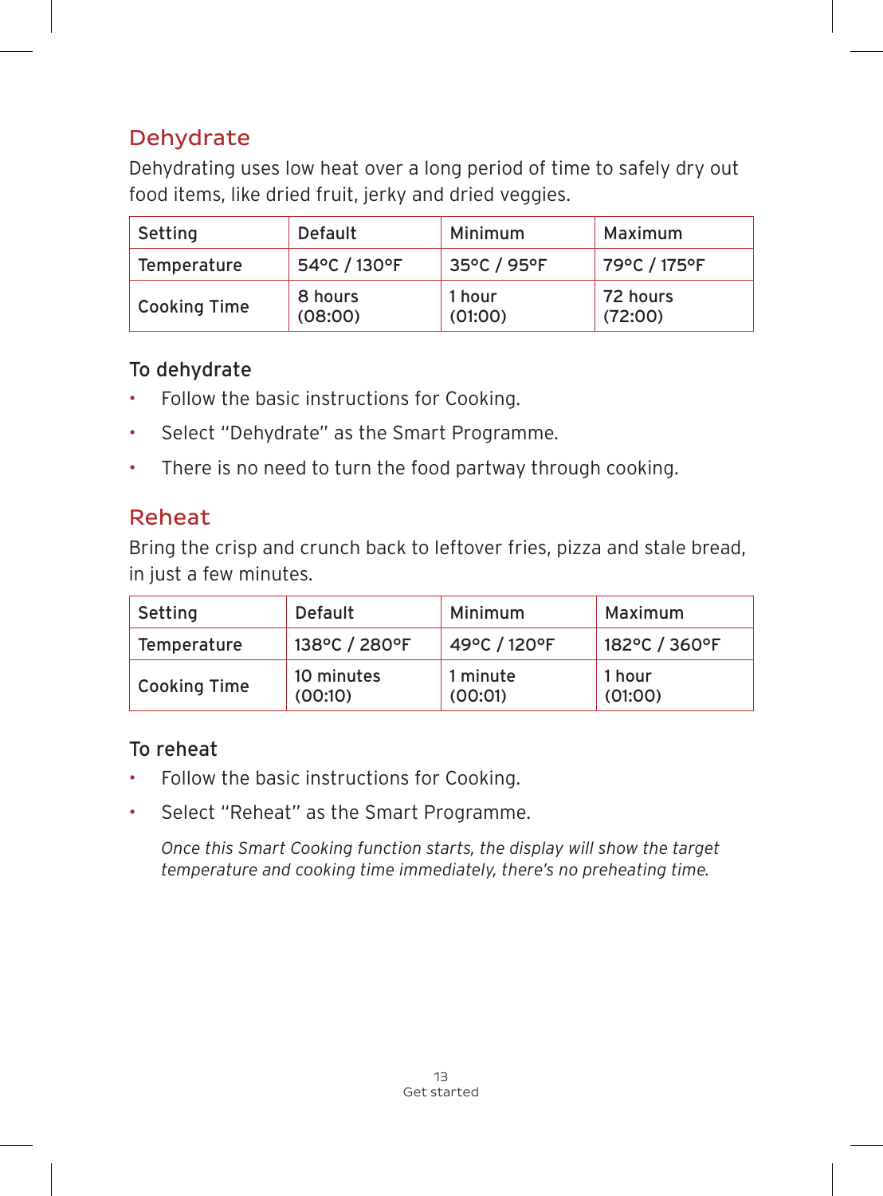## Dehydrate

Dehydrating uses low heat over a long period of time to safely dry out food items, like dried fruit, jerky and dried veggies.

| Setting | Default | Minimum | Maximum |
|---|---|---|---|
| Temperature | 54°C / 130°F | 35°C / 95°F | 79°C / 175°F |
| Cooking Time | 8 hours (08:00) | 1 hour (01:00) | 72 hours (72:00) |

### To dehydrate

- Follow the basic instructions for Cooking.
- Select "Dehydrate" as the Smart Programme.
- There is no need to turn the food partway through cooking.

## Reheat

Bring the crisp and crunch back to leftover fries, pizza and stale bread, in just a few minutes.

| Setting | Default | Minimum | Maximum |
|---|---|---|---|
| Temperature | 138°C / 280°F | 49°C / 120°F | 182°C / 360°F |
| Cooking Time | 10 minutes (00:10) | 1 minute (00:01) | 1 hour (01:00) |

### To reheat

- Follow the basic instructions for Cooking.
- Select "Reheat" as the Smart Programme.

  *Once this Smart Cooking function starts, the display will show the target temperature and cooking time immediately, there's no preheating time.*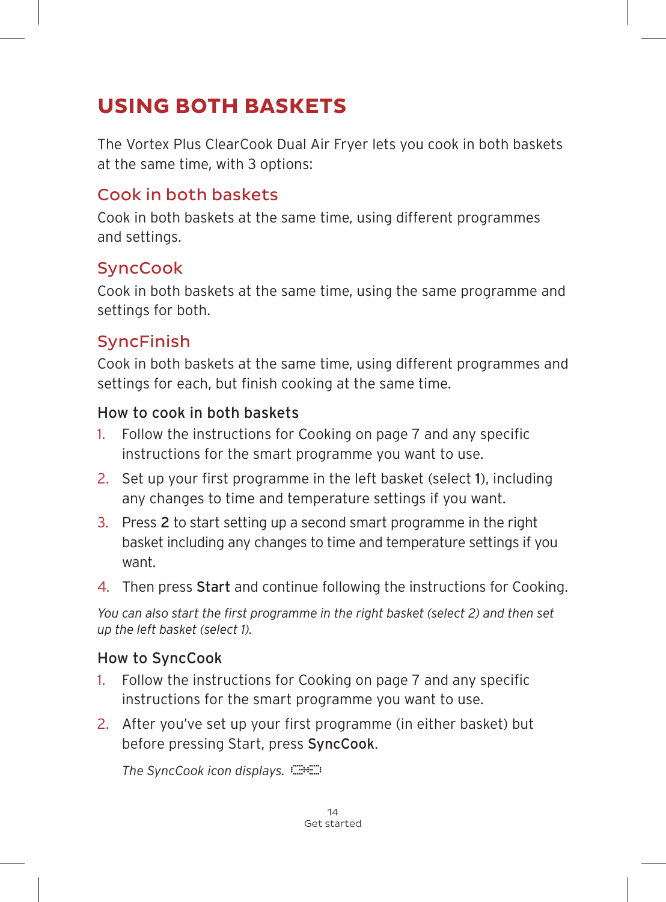# USING BOTH BASKETS

The Vortex Plus ClearCook Dual Air Fryer lets you cook in both baskets at the same time, with 3 options:

## Cook in both baskets

Cook in both baskets at the same time, using different programmes and settings.

## SyncCook

Cook in both baskets at the same time, using the same programme and settings for both.

## SyncFinish

Cook in both baskets at the same time, using different programmes and settings for each, but finish cooking at the same time.

### How to cook in both baskets

1. Follow the instructions for Cooking on page 7 and any specific instructions for the smart programme you want to use.
2. Set up your first programme in the left basket (select **1**), including any changes to time and temperature settings if you want.
3. Press **2** to start setting up a second smart programme in the right basket including any changes to time and temperature settings if you want.
4. Then press **Start** and continue following the instructions for Cooking.

*You can also start the first programme in the right basket (select 2) and then set up the left basket (select 1).*

### How to SyncCook

1. Follow the instructions for Cooking on page 7 and any specific instructions for the smart programme you want to use.
2. After you've set up your first programme (in either basket) but before pressing Start, press **SyncCook**.

   *The SyncCook icon displays.*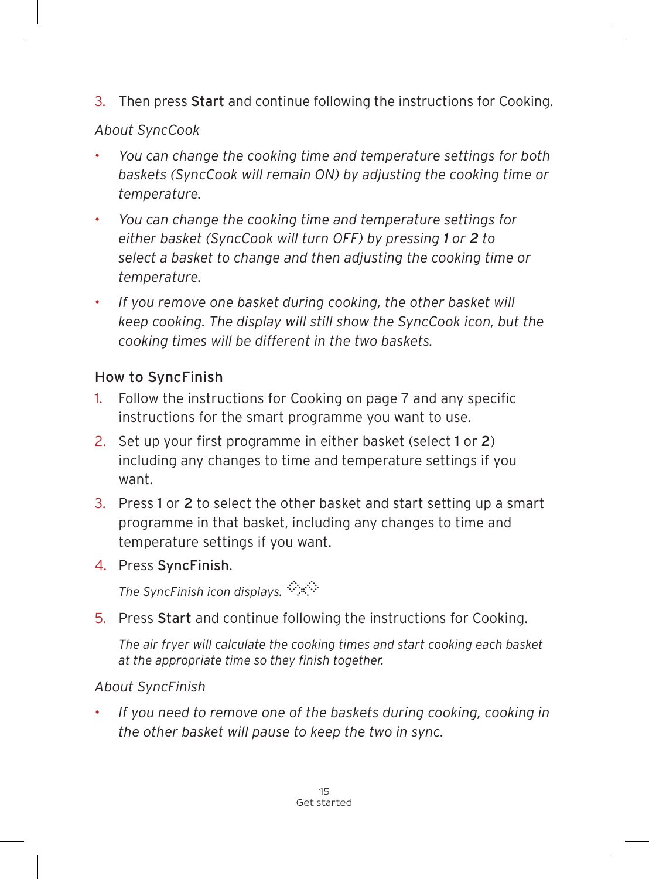3. Then press **Start** and continue following the instructions for Cooking.

*About SyncCook*

- *You can change the cooking time and temperature settings for both baskets (SyncCook will remain ON) by adjusting the cooking time or temperature.*
- *You can change the cooking time and temperature settings for either basket (SyncCook will turn OFF) by pressing **1** or **2** to select a basket to change and then adjusting the cooking time or temperature.*
- *If you remove one basket during cooking, the other basket will keep cooking. The display will still show the SyncCook icon, but the cooking times will be different in the two baskets.*

## How to SyncFinish

1. Follow the instructions for Cooking on page 7 and any specific instructions for the smart programme you want to use.
2. Set up your first programme in either basket (select **1** or **2**) including any changes to time and temperature settings if you want.
3. Press **1** or **2** to select the other basket and start setting up a smart programme in that basket, including any changes to time and temperature settings if you want.
4. Press **SyncFinish**.

   *The SyncFinish icon displays.*

5. Press **Start** and continue following the instructions for Cooking.

   *The air fryer will calculate the cooking times and start cooking each basket at the appropriate time so they finish together.*

*About SyncFinish*

- *If you need to remove one of the baskets during cooking, cooking in the other basket will pause to keep the two in sync.*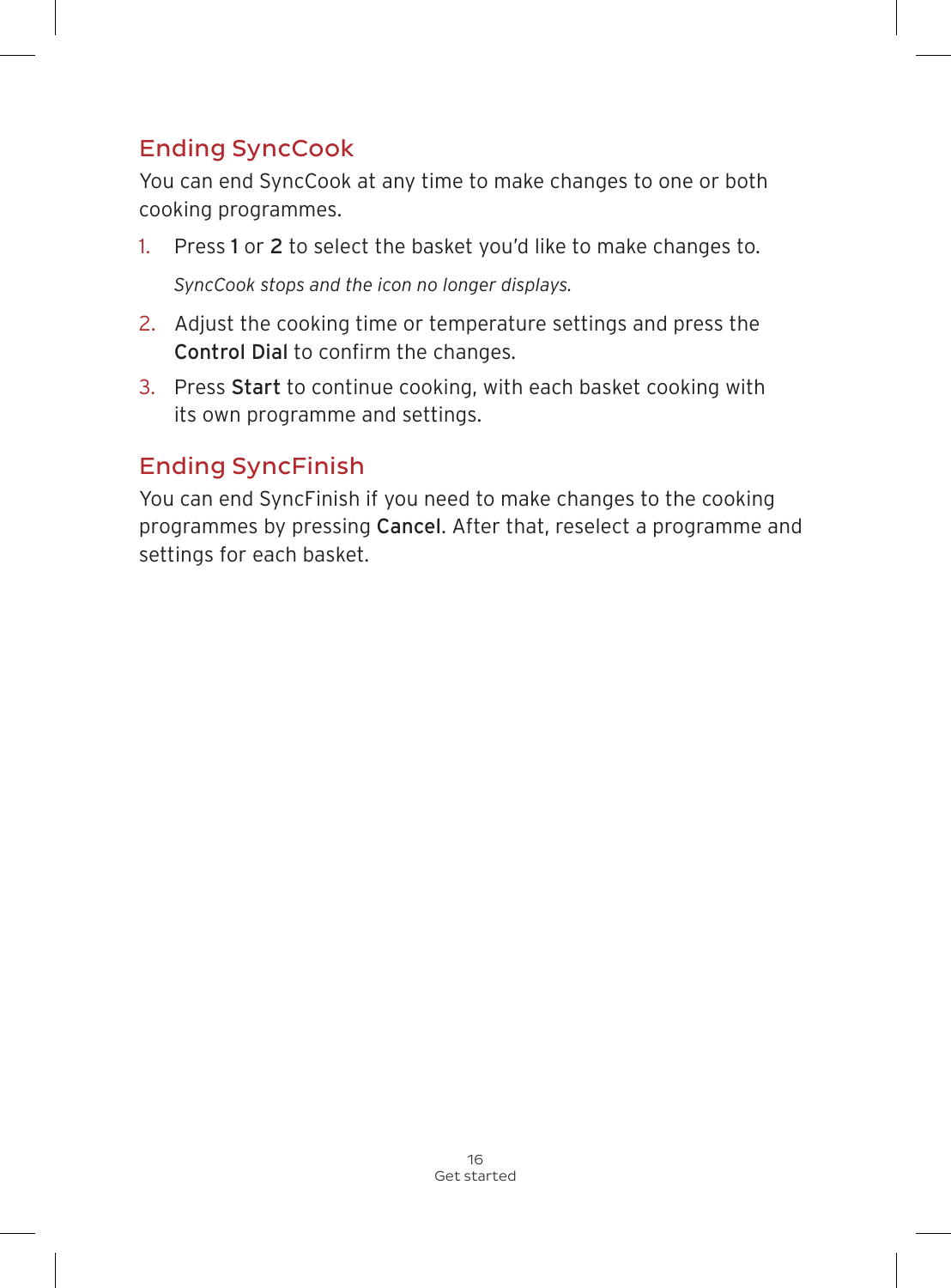## Ending SyncCook

You can end SyncCook at any time to make changes to one or both cooking programmes.

1. Press **1** or **2** to select the basket you'd like to make changes to.

   *SyncCook stops and the icon no longer displays.*

2. Adjust the cooking time or temperature settings and press the **Control Dial** to confirm the changes.
3. Press **Start** to continue cooking, with each basket cooking with its own programme and settings.

## Ending SyncFinish

You can end SyncFinish if you need to make changes to the cooking programmes by pressing **Cancel**. After that, reselect a programme and settings for each basket.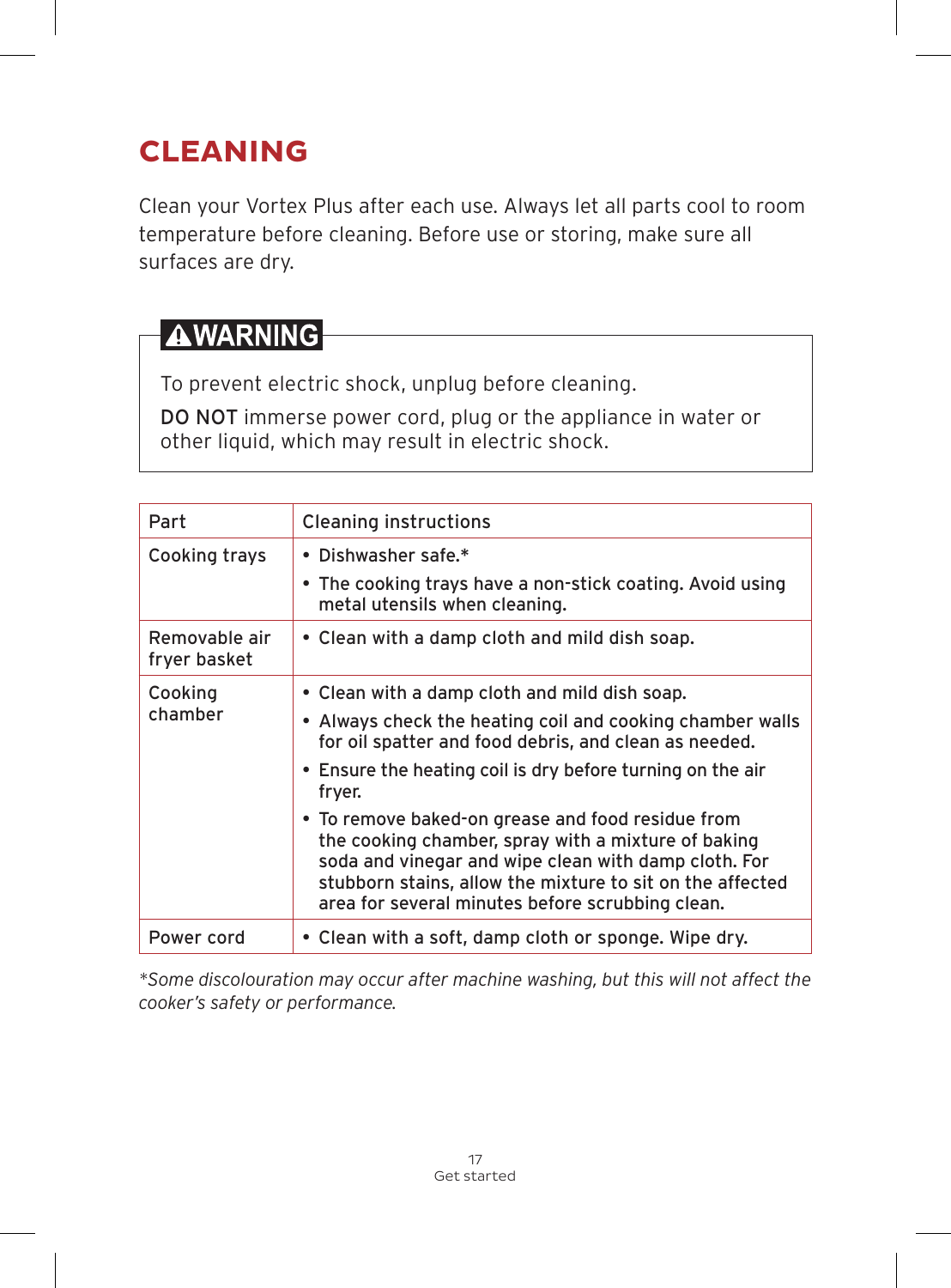# CLEANING

Clean your Vortex Plus after each use. Always let all parts cool to room temperature before cleaning. Before use or storing, make sure all surfaces are dry.

> **⚠WARNING**
>
> To prevent electric shock, unplug before cleaning.
>
> **DO NOT** immerse power cord, plug or the appliance in water or other liquid, which may result in electric shock.

| Part | Cleaning instructions |
|---|---|
| Cooking trays | • Dishwasher safe.*<br>• The cooking trays have a non-stick coating. Avoid using metal utensils when cleaning. |
| Removable air fryer basket | • Clean with a damp cloth and mild dish soap. |
| Cooking chamber | • Clean with a damp cloth and mild dish soap.<br>• Always check the heating coil and cooking chamber walls for oil spatter and food debris, and clean as needed.<br>• Ensure the heating coil is dry before turning on the air fryer.<br>• To remove baked-on grease and food residue from the cooking chamber, spray with a mixture of baking soda and vinegar and wipe clean with damp cloth. For stubborn stains, allow the mixture to sit on the affected area for several minutes before scrubbing clean. |
| Power cord | • Clean with a soft, damp cloth or sponge. Wipe dry. |

*\*Some discolouration may occur after machine washing, but this will not affect the cooker's safety or performance.*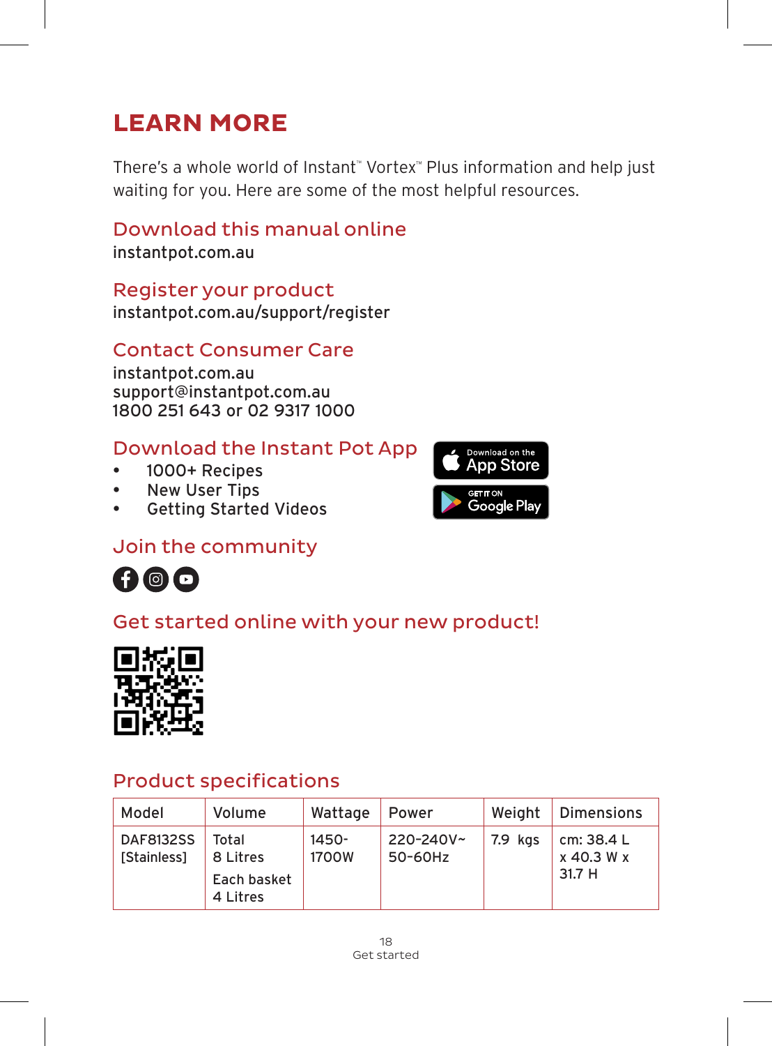# LEARN MORE

There's a whole world of Instant™ Vortex™ Plus information and help just waiting for you. Here are some of the most helpful resources.

## Download this manual online

instantpot.com.au

## Register your product

instantpot.com.au/support/register

## Contact Consumer Care

instantpot.com.au
support@instantpot.com.au
1800 251 643 or 02 9317 1000

## Download the Instant Pot App

- 1000+ Recipes
- New User Tips
- Getting Started Videos

Download on the App Store

GET IT ON Google Play

## Join the community

## Get started online with your new product!

## Product specifications

| Model | Volume | Wattage | Power | Weight | Dimensions |
|---|---|---|---|---|---|
| DAF8132SS [Stainless] | Total 8 Litres<br>Each basket 4 Litres | 1450-1700W | 220-240V~ 50-60Hz | 7.9 kgs | cm: 38.4 L x 40.3 W x 31.7 H |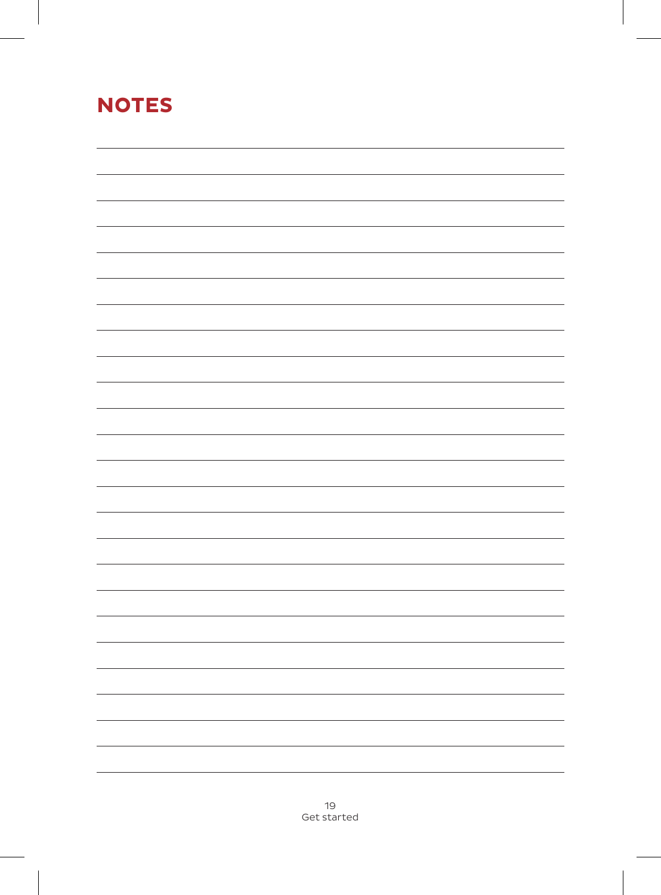# NOTES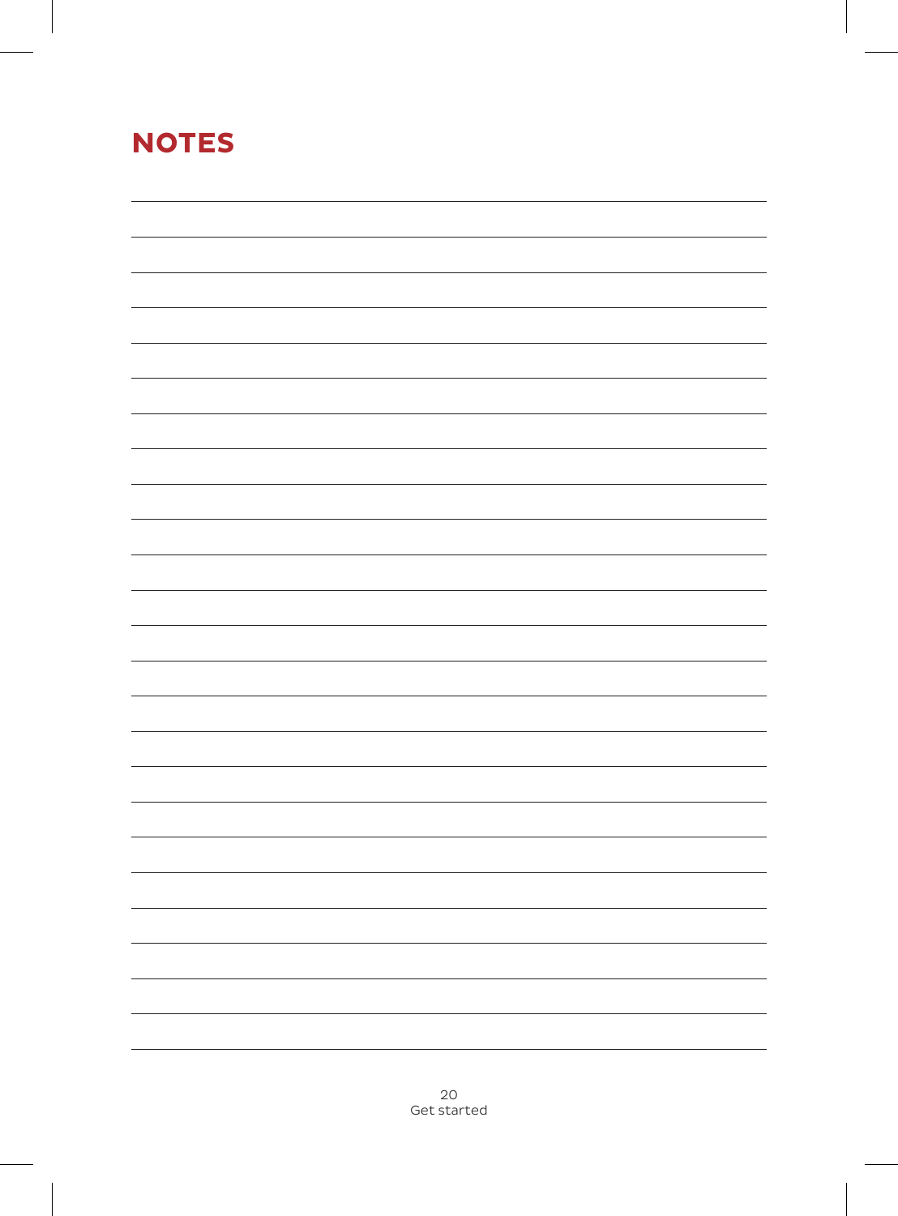## NOTES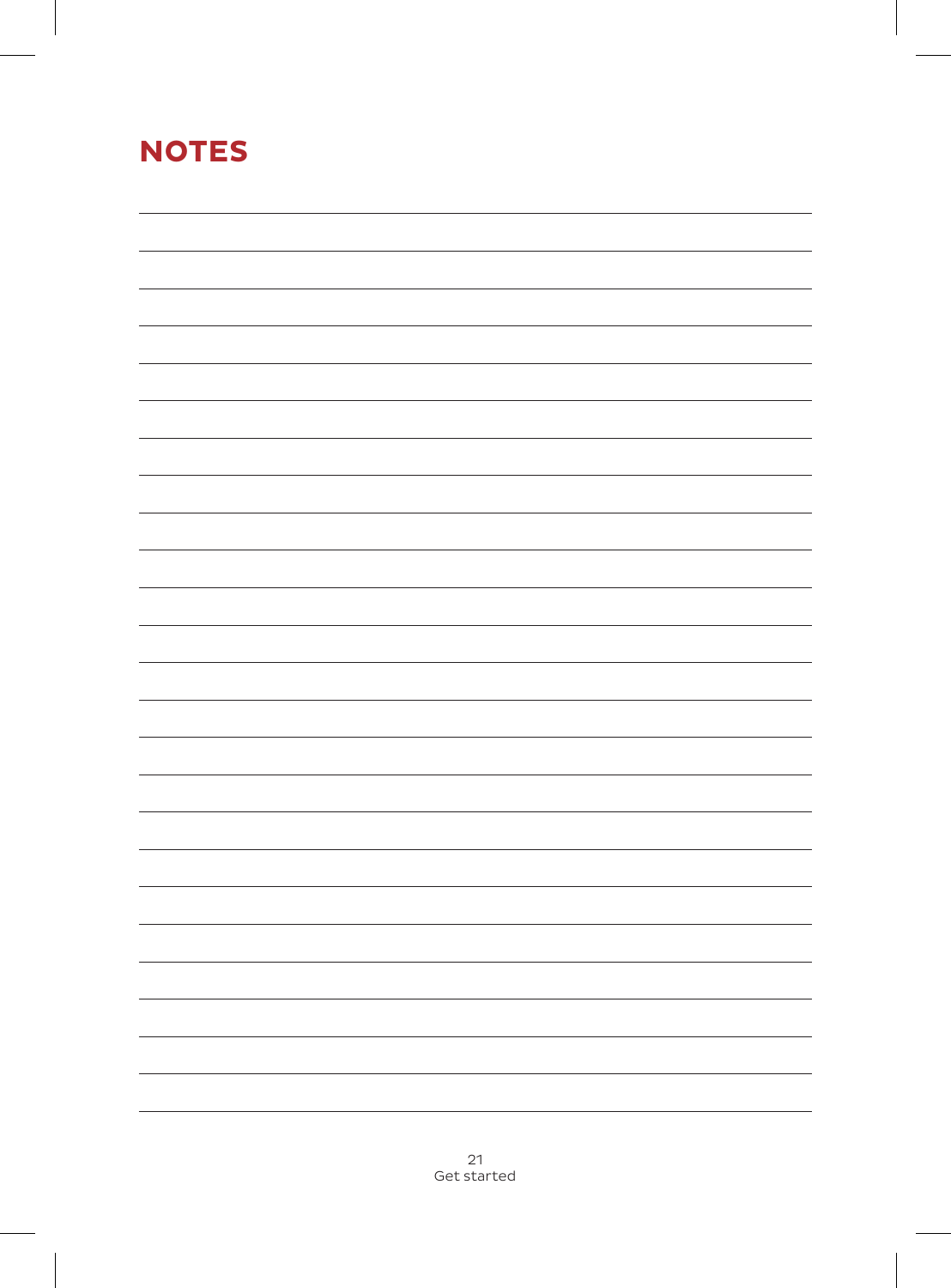## NOTES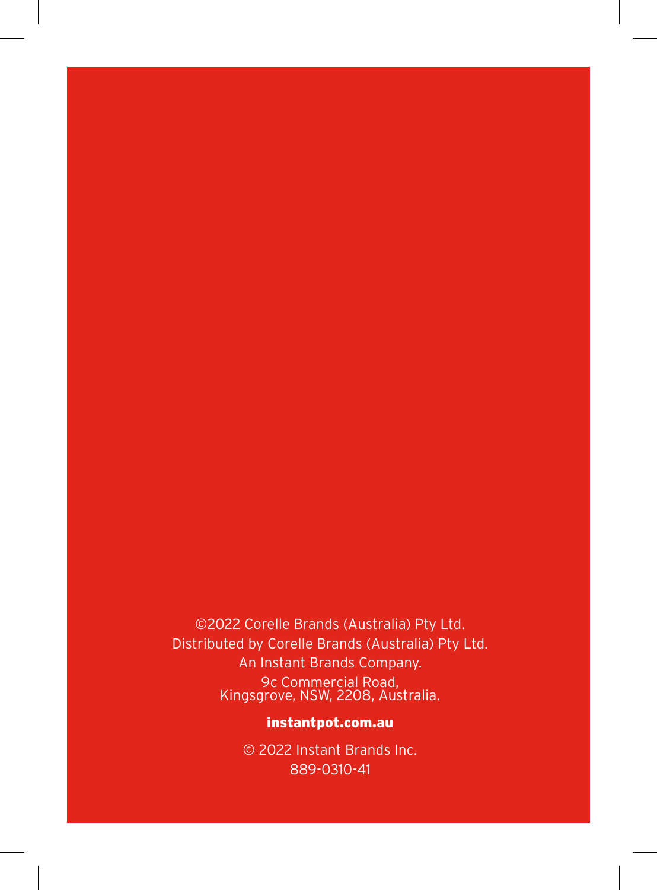©2022 Corelle Brands (Australia) Pty Ltd.
Distributed by Corelle Brands (Australia) Pty Ltd.
An Instant Brands Company.
9c Commercial Road,
Kingsgrove, NSW, 2208, Australia.

**instantpot.com.au**

© 2022 Instant Brands Inc.
889-0310-41